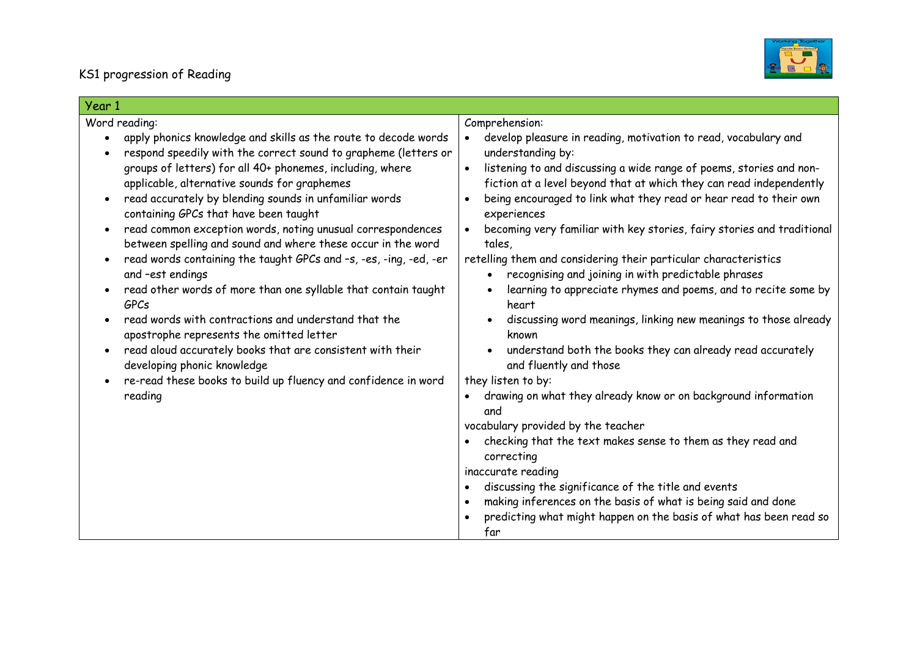# KS1 progression of Reading

| Year 1 | |
|---|---|
| Word reading:<br>• apply phonics knowledge and skills as the route to decode words<br>• respond speedily with the correct sound to grapheme (letters or groups of letters) for all 40+ phonemes, including, where applicable, alternative sounds for graphemes<br>• read accurately by blending sounds in unfamiliar words containing GPCs that have been taught<br>• read common exception words, noting unusual correspondences between spelling and sound and where these occur in the word<br>• read words containing the taught GPCs and –s, -es, -ing, -ed, -er and –est endings<br>• read other words of more than one syllable that contain taught GPCs<br>• read words with contractions and understand that the apostrophe represents the omitted letter<br>• read aloud accurately books that are consistent with their developing phonic knowledge<br>• re-read these books to build up fluency and confidence in word reading | Comprehension:<br>• develop pleasure in reading, motivation to read, vocabulary and understanding by:<br>• listening to and discussing a wide range of poems, stories and non-fiction at a level beyond that at which they can read independently<br>• being encouraged to link what they read or hear read to their own experiences<br>• becoming very familiar with key stories, fairy stories and traditional tales,<br>retelling them and considering their particular characteristics<br>  • recognising and joining in with predictable phrases<br>  • learning to appreciate rhymes and poems, and to recite some by heart<br>  • discussing word meanings, linking new meanings to those already known<br>  • understand both the books they can already read accurately and fluently and those<br>they listen to by:<br>• drawing on what they already know or on background information and<br>vocabulary provided by the teacher<br>• checking that the text makes sense to them as they read and correcting<br>inaccurate reading<br>• discussing the significance of the title and events<br>• making inferences on the basis of what is being said and done<br>• predicting what might happen on the basis of what has been read so far |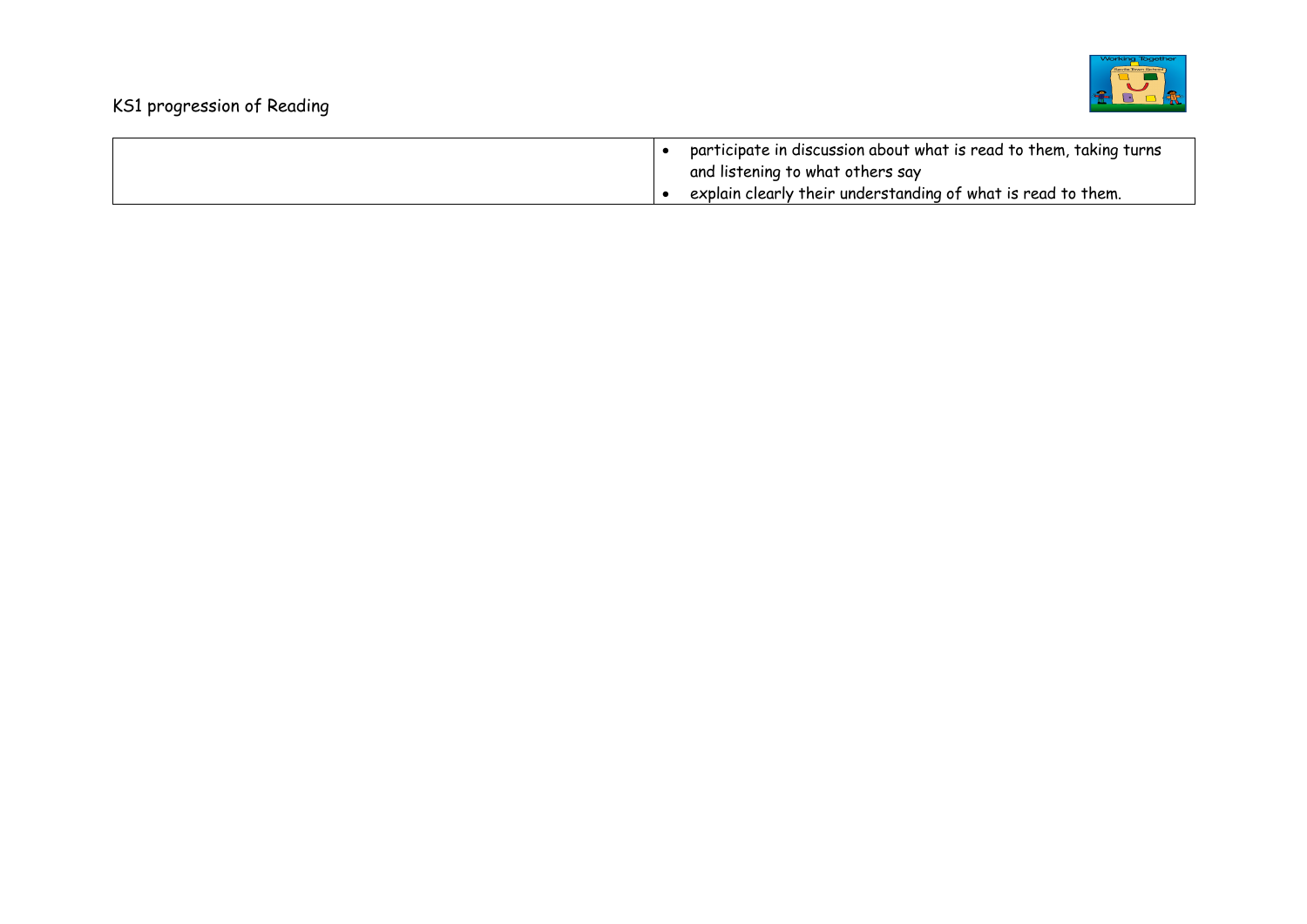| | |
|---|---|
| | • participate in discussion about what is read to them, taking turns and listening to what others say<br>• explain clearly their understanding of what is read to them. |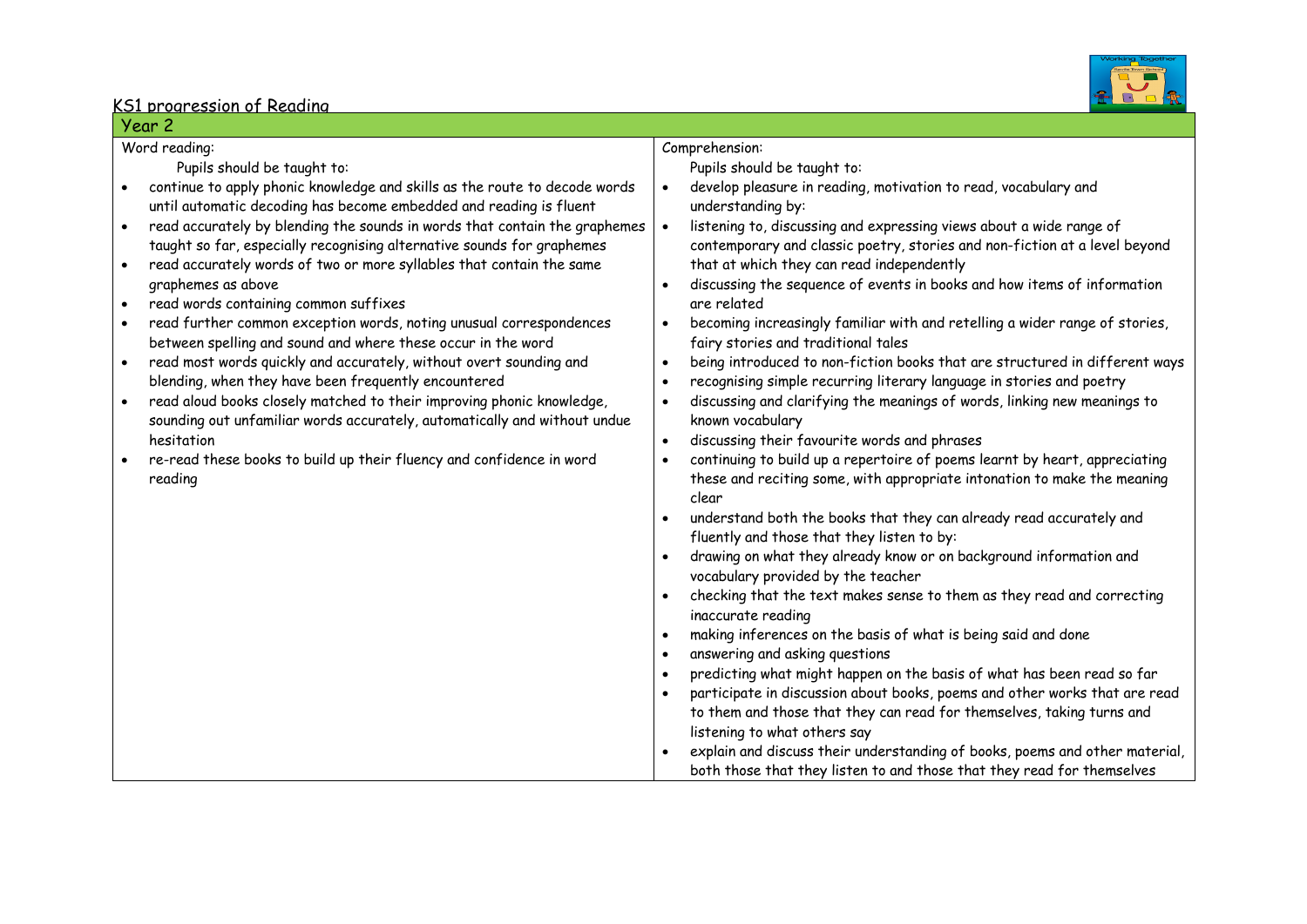# KS1 progression of Reading

## Year 2

| Word reading: | Comprehension: |
|---|---|
| Pupils should be taught to:<br>• continue to apply phonic knowledge and skills as the route to decode words until automatic decoding has become embedded and reading is fluent<br>• read accurately by blending the sounds in words that contain the graphemes taught so far, especially recognising alternative sounds for graphemes<br>• read accurately words of two or more syllables that contain the same graphemes as above<br>• read words containing common suffixes<br>• read further common exception words, noting unusual correspondences between spelling and sound and where these occur in the word<br>• read most words quickly and accurately, without overt sounding and blending, when they have been frequently encountered<br>• read aloud books closely matched to their improving phonic knowledge, sounding out unfamiliar words accurately, automatically and without undue hesitation<br>• re-read these books to build up their fluency and confidence in word reading | Pupils should be taught to:<br>• develop pleasure in reading, motivation to read, vocabulary and understanding by:<br>• listening to, discussing and expressing views about a wide range of contemporary and classic poetry, stories and non-fiction at a level beyond that at which they can read independently<br>• discussing the sequence of events in books and how items of information are related<br>• becoming increasingly familiar with and retelling a wider range of stories, fairy stories and traditional tales<br>• being introduced to non-fiction books that are structured in different ways<br>• recognising simple recurring literary language in stories and poetry<br>• discussing and clarifying the meanings of words, linking new meanings to known vocabulary<br>• discussing their favourite words and phrases<br>• continuing to build up a repertoire of poems learnt by heart, appreciating these and reciting some, with appropriate intonation to make the meaning clear<br>• understand both the books that they can already read accurately and fluently and those that they listen to by:<br>• drawing on what they already know or on background information and vocabulary provided by the teacher<br>• checking that the text makes sense to them as they read and correcting inaccurate reading<br>• making inferences on the basis of what is being said and done<br>• answering and asking questions<br>• predicting what might happen on the basis of what has been read so far<br>• participate in discussion about books, poems and other works that are read to them and those that they can read for themselves, taking turns and listening to what others say<br>• explain and discuss their understanding of books, poems and other material, both those that they listen to and those that they read for themselves |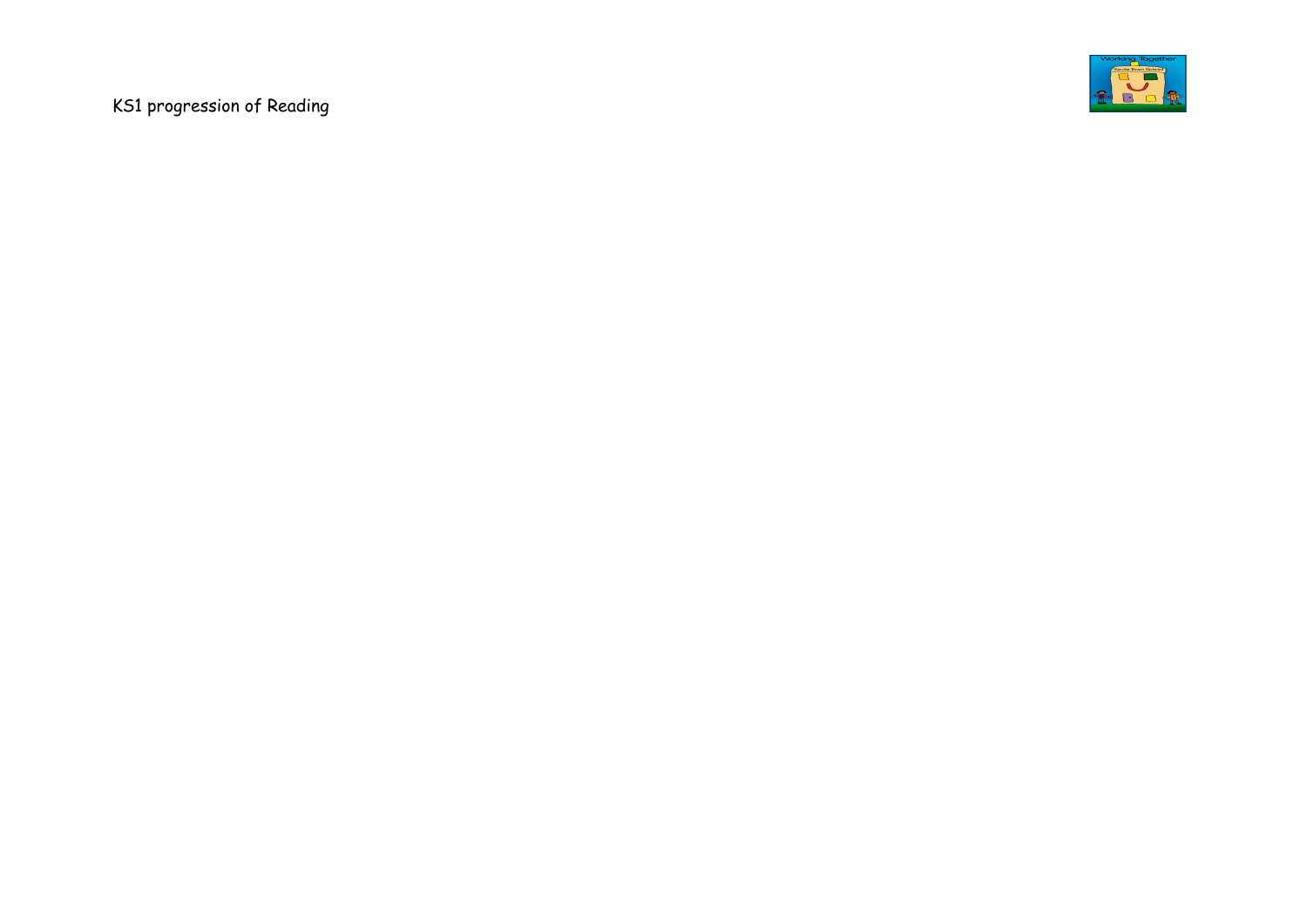KS1 progression of Reading